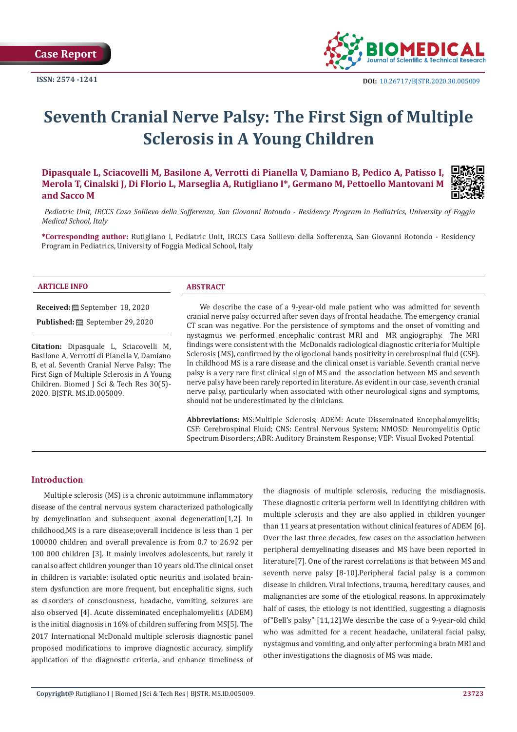Case Report

ISSN: 2574 -1241

DOI: 10.26717/BJSTR.2020.30.005009

# Seventh Cranial Nerve Palsy: The First Sign of Multiple Sclerosis in A Young Children

**Dipasquale L, Sciacovelli M, Basilone A, Verrotti di Pianella V, Damiano B, Pedico A, Patisso I, Merola T, Cinalski J, Di Florio L, Marseglia A, Rutigliano I*, Germano M, Pettoello Mantovani M and Sacco M**

*Pediatric Unit, IRCCS Casa Sollievo della Sofferenza, San Giovanni Rotondo - Residency Program in Pediatrics, University of Foggia Medical School, Italy*

**\*Corresponding author:** Rutigliano I, Pediatric Unit, IRCCS Casa Sollievo della Sofferenza, San Giovanni Rotondo - Residency Program in Pediatrics, University of Foggia Medical School, Italy

## ARTICLE INFO

**Received:** September 18, 2020

**Published:** September 29, 2020

**Citation:** Dipasquale L, Sciacovelli M, Basilone A, Verrotti di Pianella V, Damiano B, et al. Seventh Cranial Nerve Palsy: The First Sign of Multiple Sclerosis in A Young Children. Biomed J Sci & Tech Res 30(5)-2020. BJSTR. MS.ID.005009.

## ABSTRACT

We describe the case of a 9-year-old male patient who was admitted for seventh cranial nerve palsy occurred after seven days of frontal headache. The emergency cranial CT scan was negative. For the persistence of symptoms and the onset of vomiting and nystagmus we performed encephalic contrast MRI and MR angiography. The MRI findings were consistent with the McDonalds radiological diagnostic criteria for Multiple Sclerosis (MS), confirmed by the oligoclonal bands positivity in cerebrospinal fluid (CSF). In childhood MS is a rare disease and the clinical onset is variable. Seventh cranial nerve palsy is a very rare first clinical sign of MS and the association between MS and seventh nerve palsy have been rarely reported in literature. As evident in our case, seventh cranial nerve palsy, particularly when associated with other neurological signs and symptoms, should not be underestimated by the clinicians.

**Abbreviations:** MS:Multiple Sclerosis; ADEM: Acute Disseminated Encephalomyelitis; CSF: Cerebrospinal Fluid; CNS: Central Nervous System; NMOSD: Neuromyelitis Optic Spectrum Disorders; ABR: Auditory Brainstem Response; VEP: Visual Evoked Potential

## Introduction

Multiple sclerosis (MS) is a chronic autoimmune inflammatory disease of the central nervous system characterized pathologically by demyelination and subsequent axonal degeneration[1,2]. In childhood,MS is a rare disease;overall incidence is less than 1 per 100000 children and overall prevalence is from 0.7 to 26.92 per 100 000 children [3]. It mainly involves adolescents, but rarely it can also affect children younger than 10 years old.The clinical onset in children is variable: isolated optic neuritis and isolated brainstem dysfunction are more frequent, but encephalitic signs, such as disorders of consciousness, headache, vomiting, seizures are also observed [4]. Acute disseminated encephalomyelitis (ADEM) is the initial diagnosis in 16% of children suffering from MS[5]. The 2017 International McDonald multiple sclerosis diagnostic panel proposed modifications to improve diagnostic accuracy, simplify application of the diagnostic criteria, and enhance timeliness of the diagnosis of multiple sclerosis, reducing the misdiagnosis. These diagnostic criteria perform well in identifying children with multiple sclerosis and they are also applied in children younger than 11 years at presentation without clinical features of ADEM [6]. Over the last three decades, few cases on the association between peripheral demyelinating diseases and MS have been reported in literature[7]. One of the rarest correlations is that between MS and seventh nerve palsy [8-10].Peripheral facial palsy is a common disease in children. Viral infections, trauma, hereditary causes, and malignancies are some of the etiological reasons. In approximately half of cases, the etiology is not identified, suggesting a diagnosis of"Bell's palsy" [11,12].We describe the case of a 9-year-old child who was admitted for a recent headache, unilateral facial palsy, nystagmus and vomiting, and only after performing a brain MRI and other investigations the diagnosis of MS was made.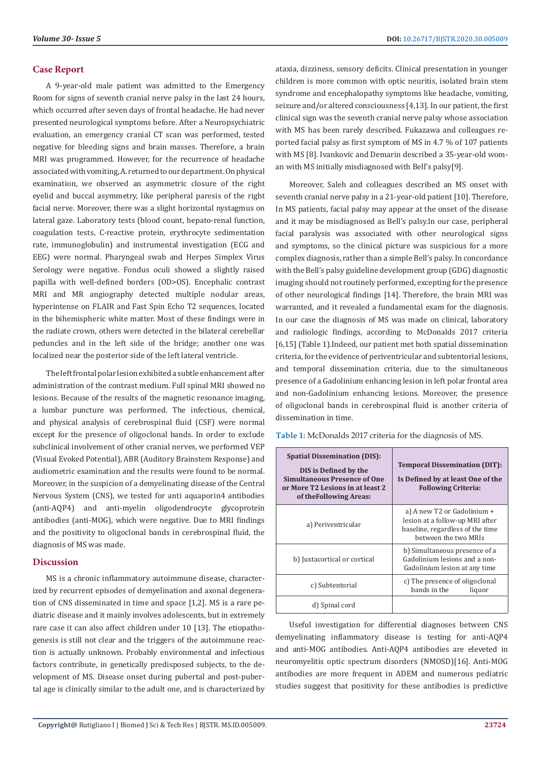## Case Report

A 9-year-old male patient was admitted to the Emergency Room for signs of seventh cranial nerve palsy in the last 24 hours, which occurred after seven days of frontal headache. He had never presented neurological symptoms before. After a Neuropsychiatric evaluation, an emergency cranial CT scan was performed, tested negative for bleeding signs and brain masses. Therefore, a brain MRI was programmed. However, for the recurrence of headache associated with vomiting, A. returned to our department. On physical examination, we observed an asymmetric closure of the right eyelid and buccal asymmetry, like peripheral paresis of the right facial nerve. Moreover, there was a slight horizontal nystagmus on lateral gaze. Laboratory tests (blood count, hepato-renal function, coagulation tests, C-reactive protein, erythrocyte sedimentation rate, immunoglobulin) and instrumental investigation (ECG and EEG) were normal. Pharyngeal swab and Herpes Simplex Virus Serology were negative. Fondus oculi showed a slightly raised papilla with well-defined borders (OD>OS). Encephalic contrast MRI and MR angiography detected multiple nodular areas, hyperintense on FLAIR and Fast Spin Echo T2 sequences, located in the bihemispheric white matter. Most of these findings were in the radiate crown, others were detected in the bilateral cerebellar peduncles and in the left side of the bridge; another one was localized near the posterior side of the left lateral ventricle.

The left frontal polar lesion exhibited a subtle enhancement after administration of the contrast medium. Full spinal MRI showed no lesions. Because of the results of the magnetic resonance imaging, a lumbar puncture was performed. The infectious, chemical, and physical analysis of cerebrospinal fluid (CSF) were normal except for the presence of oligoclonal bands. In order to exclude subclinical involvement of other cranial nerves, we performed VEP (Visual Evoked Potential), ABR (Auditory Brainstem Response) and audiometric examination and the results were found to be normal. Moreover, in the suspicion of a demyelinating disease of the Central Nervous System (CNS), we tested for anti aquaporin4 antibodies (anti-AQP4) and anti-myelin oligodendrocyte glycoprotein antibodies (anti-MOG), which were negative. Due to MRI findings and the positivity to oligoclonal bands in cerebrospinal fluid, the diagnosis of MS was made.

## Discussion

MS is a chronic inflammatory autoimmune disease, characterized by recurrent episodes of demyelination and axonal degeneration of CNS disseminated in time and space [1,2]. MS is a rare pediatric disease and it mainly involves adolescents, but in extremely rare case it can also affect children under 10 [13]. The etiopathogenesis is still not clear and the triggers of the autoimmune reaction is actually unknown. Probably environmental and infectious factors contribute, in genetically predisposed subjects, to the development of MS. Disease onset during pubertal and post-pubertal age is clinically similar to the adult one, and is characterized by ataxia, dizziness, sensory deficits. Clinical presentation in younger children is more common with optic neuritis, isolated brain stem syndrome and encephalopathy symptoms like headache, vomiting, seizure and/or altered consciousness [4,13]. In our patient, the first clinical sign was the seventh cranial nerve palsy whose association with MS has been rarely described. Fukazawa and colleagues reported facial palsy as first symptom of MS in 4.7 % of 107 patients with MS [8]. Ivankovic and Demarin described a 35-year-old woman with MS initially misdiagnosed with Bell's palsy[9].

Moreover, Saleh and colleagues described an MS onset with seventh cranial nerve palsy in a 21-year-old patient [10]. Therefore, In MS patients, facial palsy may appear at the onset of the disease and it may be misdiagnosed as Bell's palsy.In our case, peripheral facial paralysis was associated with other neurological signs and symptoms, so the clinical picture was suspicious for a more complex diagnosis, rather than a simple Bell's palsy. In concordance with the Bell's palsy guideline development group (GDG) diagnostic imaging should not routinely performed, excepting for the presence of other neurological findings [14]. Therefore, the brain MRI was warranted, and it revealed a fundamental exam for the diagnosis. In our case the diagnosis of MS was made on clinical, laboratory and radiologic findings, according to McDonalds 2017 criteria [6,15] (Table 1).Indeed, our patient met both spatial dissemination criteria, for the evidence of periventricular and subtentorial lesions, and temporal dissemination criteria, due to the simultaneous presence of a Gadolinium enhancing lesion in left polar frontal area and non-Gadolinium enhancing lesions. Moreover, the presence of oligoclonal bands in cerebrospinal fluid is another criteria of dissemination in time.

**Table 1:** McDonalds 2017 criteria for the diagnosis of MS.

| **Spatial Dissemination (DIS):** DIS is Defined by the Simultaneous Presence of One or More T2 Lesions in at least 2 of theFollowing Areas: | **Temporal Dissemination (DIT):** Is Defined by at least One of the Following Criteria: |
|---|---|
| a) Periventricular | a) A new T2 or Gadolinium + lesion at a follow-up MRI after baseline, regardless of the time between the two MRIs |
| b) Juxtacortical or cortical | b) Simultaneous presence of a Gadolinium lesions and a non-Gadolinium lesion at any time |
| c) Subtentorial | c) The presence of oligoclonal bands in the liquor |
| d) Spinal cord | |

Useful investigation for differential diagnoses between CNS demyelinating inflammatory disease is testing for anti-AQP4 and anti-MOG antibodies. Anti-AQP4 antibodies are eleveted in neuromyelitis optic spectrum disorders (NMOSD)[16]. Anti-MOG antibodies are more frequent in ADEM and numerous pediatric studies suggest that positivity for these antibodies is predictive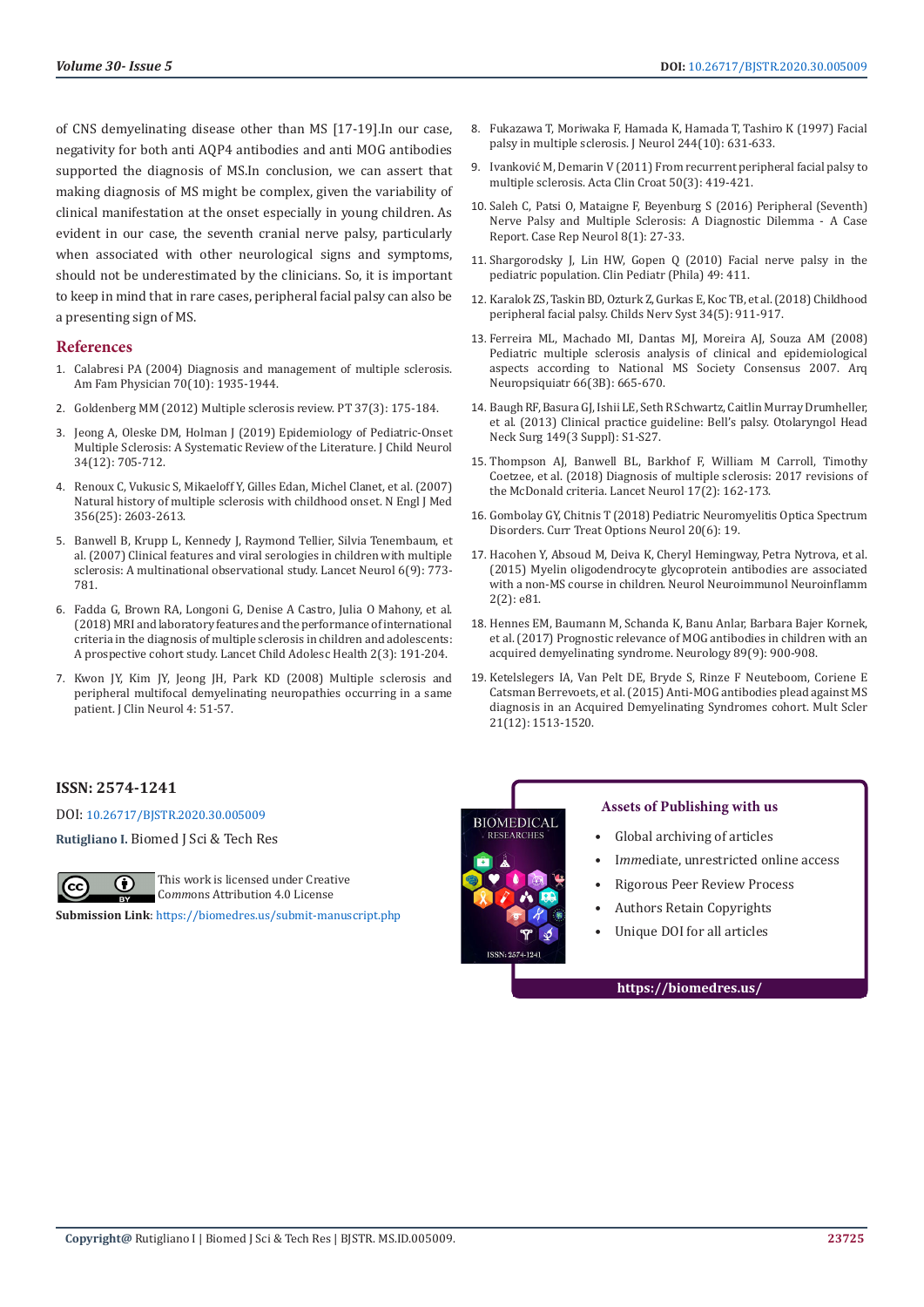of CNS demyelinating disease other than MS [17-19].In our case, negativity for both anti AQP4 antibodies and anti MOG antibodies supported the diagnosis of MS.In conclusion, we can assert that making diagnosis of MS might be complex, given the variability of clinical manifestation at the onset especially in young children. As evident in our case, the seventh cranial nerve palsy, particularly when associated with other neurological signs and symptoms, should not be underestimated by the clinicians. So, it is important to keep in mind that in rare cases, peripheral facial palsy can also be a presenting sign of MS.

## References

1. Calabresi PA (2004) Diagnosis and management of multiple sclerosis. Am Fam Physician 70(10): 1935-1944.
2. Goldenberg MM (2012) Multiple sclerosis review. PT 37(3): 175-184.
3. Jeong A, Oleske DM, Holman J (2019) Epidemiology of Pediatric-Onset Multiple Sclerosis: A Systematic Review of the Literature. J Child Neurol 34(12): 705-712.
4. Renoux C, Vukusic S, Mikaeloff Y, Gilles Edan, Michel Clanet, et al. (2007) Natural history of multiple sclerosis with childhood onset. N Engl J Med 356(25): 2603-2613.
5. Banwell B, Krupp L, Kennedy J, Raymond Tellier, Silvia Tenembaum, et al. (2007) Clinical features and viral serologies in children with multiple sclerosis: A multinational observational study. Lancet Neurol 6(9): 773-781.
6. Fadda G, Brown RA, Longoni G, Denise A Castro, Julia O Mahony, et al. (2018) MRI and laboratory features and the performance of international criteria in the diagnosis of multiple sclerosis in children and adolescents: A prospective cohort study. Lancet Child Adolesc Health 2(3): 191-204.
7. Kwon JY, Kim JY, Jeong JH, Park KD (2008) Multiple sclerosis and peripheral multifocal demyelinating neuropathies occurring in a same patient. J Clin Neurol 4: 51-57.
8. Fukazawa T, Moriwaka F, Hamada K, Hamada T, Tashiro K (1997) Facial palsy in multiple sclerosis. J Neurol 244(10): 631-633.
9. Ivanković M, Demarin V (2011) From recurrent peripheral facial palsy to multiple sclerosis. Acta Clin Croat 50(3): 419-421.
10. Saleh C, Patsi O, Mataigne F, Beyenburg S (2016) Peripheral (Seventh) Nerve Palsy and Multiple Sclerosis: A Diagnostic Dilemma - A Case Report. Case Rep Neurol 8(1): 27-33.
11. Shargorodsky J, Lin HW, Gopen Q (2010) Facial nerve palsy in the pediatric population. Clin Pediatr (Phila) 49: 411.
12. Karalok ZS, Taskin BD, Ozturk Z, Gurkas E, Koc TB, et al. (2018) Childhood peripheral facial palsy. Childs Nerv Syst 34(5): 911-917.
13. Ferreira ML, Machado MI, Dantas MJ, Moreira AJ, Souza AM (2008) Pediatric multiple sclerosis analysis of clinical and epidemiological aspects according to National MS Society Consensus 2007. Arq Neuropsiquiatr 66(3B): 665-670.
14. Baugh RF, Basura GJ, Ishii LE, Seth R Schwartz, Caitlin Murray Drumheller, et al. (2013) Clinical practice guideline: Bell's palsy. Otolaryngol Head Neck Surg 149(3 Suppl): S1-S27.
15. Thompson AJ, Banwell BL, Barkhof F, William M Carroll, Timothy Coetzee, et al. (2018) Diagnosis of multiple sclerosis: 2017 revisions of the McDonald criteria. Lancet Neurol 17(2): 162-173.
16. Gombolay GY, Chitnis T (2018) Pediatric Neuromyelitis Optica Spectrum Disorders. Curr Treat Options Neurol 20(6): 19.
17. Hacohen Y, Absoud M, Deiva K, Cheryl Hemingway, Petra Nytrova, et al. (2015) Myelin oligodendrocyte glycoprotein antibodies are associated with a non-MS course in children. Neurol Neuroimmunol Neuroinflamm 2(2): e81.
18. Hennes EM, Baumann M, Schanda K, Banu Anlar, Barbara Bajer Kornek, et al. (2017) Prognostic relevance of MOG antibodies in children with an acquired demyelinating syndrome. Neurology 89(9): 900-908.
19. Ketelslegers IA, Van Pelt DE, Bryde S, Rinze F Neuteboom, Coriene E Catsman Berrevoets, et al. (2015) Anti-MOG antibodies plead against MS diagnosis in an Acquired Demyelinating Syndromes cohort. Mult Scler 21(12): 1513-1520.

**ISSN: 2574-1241**

DOI: 10.26717/BJSTR.2020.30.005009

**Rutigliano I.** Biomed J Sci & Tech Res

This work is licensed under Creative Commons Attribution 4.0 License

**Submission Link**: https://biomedres.us/submit-manuscript.php

**Assets of Publishing with us**

- Global archiving of articles
- Immediate, unrestricted online access
- Rigorous Peer Review Process
- Authors Retain Copyrights
- Unique DOI for all articles

**https://biomedres.us/**